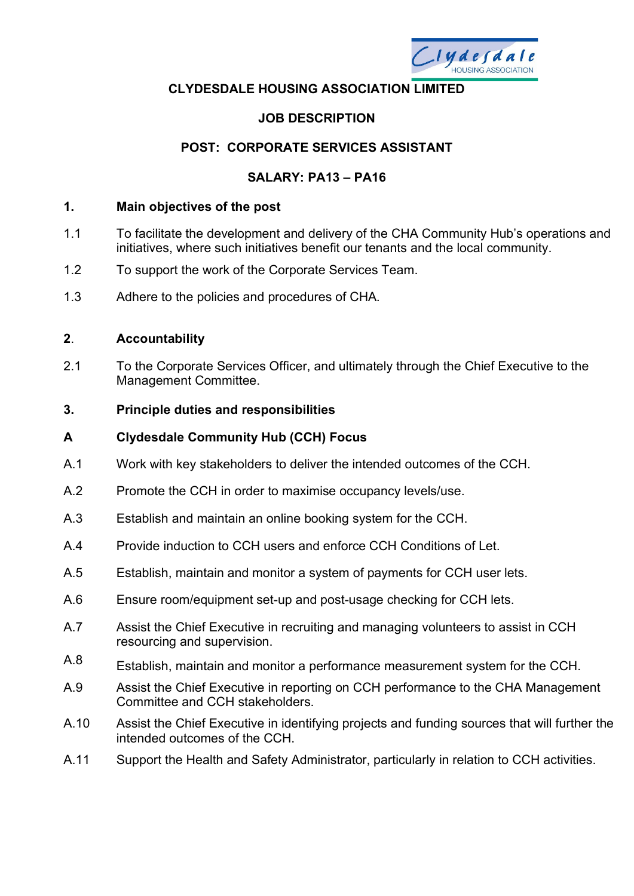# CLYDESDALE HOUSING ASSOCIATION LIMITED

## JOB DESCRIPTION

## POST: CORPORATE SERVICES ASSISTANT

## SALARY: PA13 – PA16

### 1. Main objectives of the post

1.1 To facilitate the development and delivery of the CHA Community Hub's operations and initiatives, where such initiatives benefit our tenants and the local community.

1.2 To support the work of the Corporate Services Team.

1.3 Adhere to the policies and procedures of CHA.

### 2. Accountability

2.1 To the Corporate Services Officer, and ultimately through the Chief Executive to the Management Committee.

### 3. Principle duties and responsibilities

### A Clydesdale Community Hub (CCH) Focus

A.1 Work with key stakeholders to deliver the intended outcomes of the CCH.

A.2 Promote the CCH in order to maximise occupancy levels/use.

A.3 Establish and maintain an online booking system for the CCH.

A.4 Provide induction to CCH users and enforce CCH Conditions of Let.

A.5 Establish, maintain and monitor a system of payments for CCH user lets.

A.6 Ensure room/equipment set-up and post-usage checking for CCH lets.

A.7 Assist the Chief Executive in recruiting and managing volunteers to assist in CCH resourcing and supervision.

A.8 Establish, maintain and monitor a performance measurement system for the CCH.

A.9 Assist the Chief Executive in reporting on CCH performance to the CHA Management Committee and CCH stakeholders.

A.10 Assist the Chief Executive in identifying projects and funding sources that will further the intended outcomes of the CCH.

A.11 Support the Health and Safety Administrator, particularly in relation to CCH activities.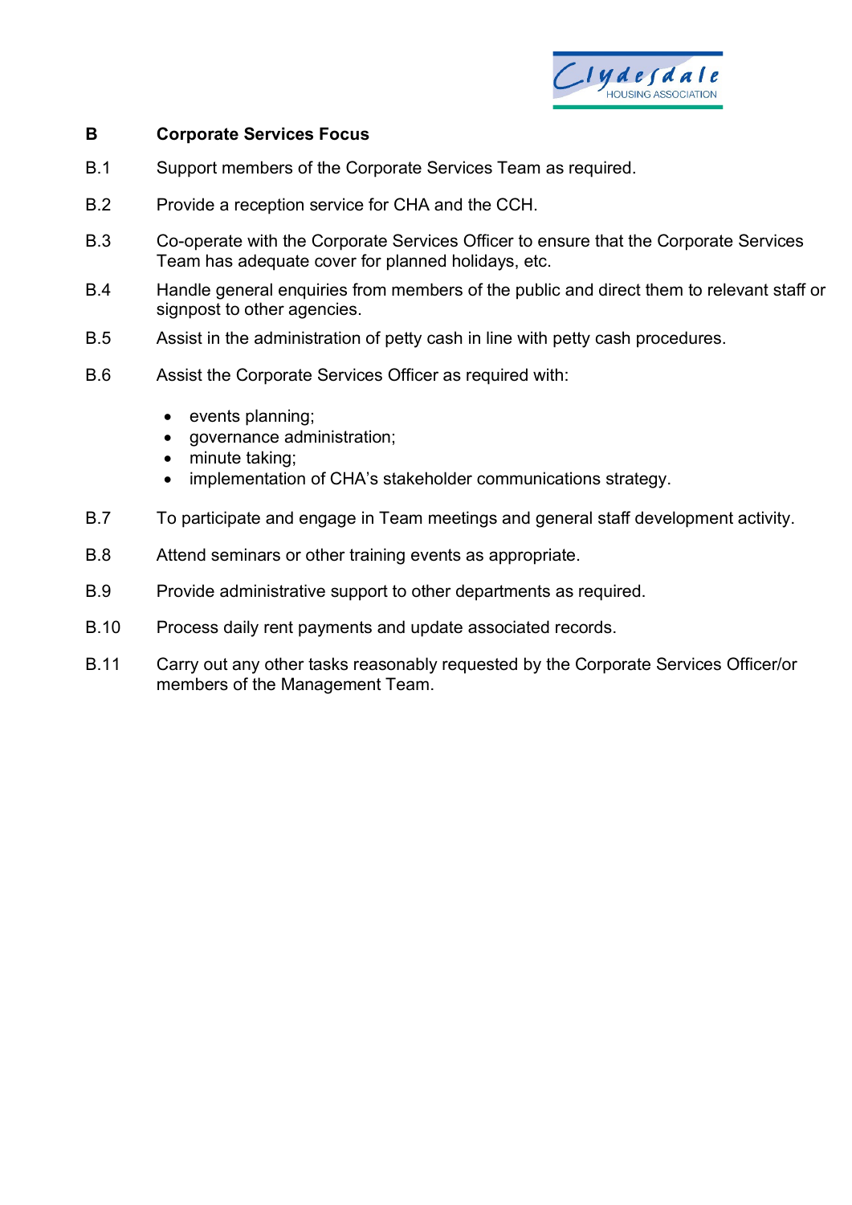## B Corporate Services Focus

B.1 Support members of the Corporate Services Team as required.

B.2 Provide a reception service for CHA and the CCH.

B.3 Co-operate with the Corporate Services Officer to ensure that the Corporate Services Team has adequate cover for planned holidays, etc.

B.4 Handle general enquiries from members of the public and direct them to relevant staff or signpost to other agencies.

B.5 Assist in the administration of petty cash in line with petty cash procedures.

B.6 Assist the Corporate Services Officer as required with:

- events planning;
- governance administration;
- minute taking;
- implementation of CHA's stakeholder communications strategy.

B.7 To participate and engage in Team meetings and general staff development activity.

B.8 Attend seminars or other training events as appropriate.

B.9 Provide administrative support to other departments as required.

B.10 Process daily rent payments and update associated records.

B.11 Carry out any other tasks reasonably requested by the Corporate Services Officer/or members of the Management Team.